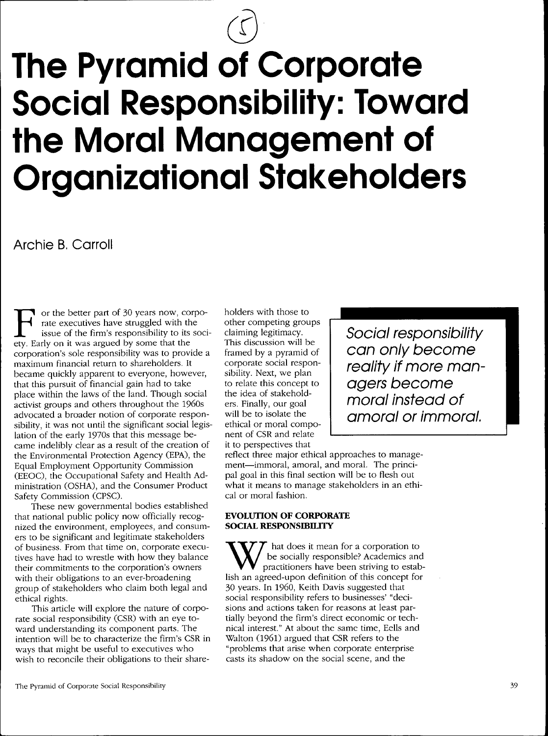# The Pyramid of Corporate Social Responsibility: Toward the Moral Management of Organizational Stakeholders

Archie B. Carroll

For the better part of 30 years now, corporate executives have struggled with the issue of the firm's responsibility to its society. Early on it was argued by some that the corporation's sole responsibility was to provide a maximum financial return to shareholders. It became quickly apparent to everyone, however, that this pursuit of financial gain had to take place within the laws of the land. Though social activist groups and others throughout the 1960s advocated a broader notion of corporate responsibility, it was not until the significant social legislation of the early 1970s that this message became indelibly clear as a result of the creation of the Environmental Protection Agency (EPA), the Equal Employment Opportunity Commission (EEOC), the Occupational Safety and Health Administration (OSHA), and the Consumer Product Safety Commission (CPSC).

These new governmental bodies established that national public policy now officially recognized the environment, employees, and consumers to be significant and legitimate stakeholders of business. From that time on, corporate executives have had to wrestle with how they balance their commitments to the corporation's owners with their obligations to an ever-broadening group of stakeholders who claim both legal and ethical rights.

This article will explore the nature of corporate social responsibility (CSR) with an eye toward understanding its component parts. The intention will be to characterize the firm's CSR in ways that might be useful to executives who wish to reconcile their obligations to their shareholders with those to other competing groups claiming legitimacy. This discussion will be framed by a pyramid of corporate social responsibility. Next, we plan to relate this concept to the idea of stakeholders. Finally, our goal will be to isolate the ethical or moral component of CSR and relate it to perspectives that reflect three major ethical approaches to management—immoral, amoral, and moral. The principal goal in this final section will be to flesh out what it means to manage stakeholders in an ethical or moral fashion.

*Social responsibility can only become reality if more managers become moral instead of amoral or immoral.*

### EVOLUTION OF CORPORATE SOCIAL RESPONSIBILITY

What does it mean for a corporation to be socially responsible? Academics and practitioners have been striving to establish an agreed-upon definition of this concept for 30 years. In 1960, Keith Davis suggested that social responsibility refers to businesses' "decisions and actions taken for reasons at least partially beyond the firm's direct economic or technical interest." At about the same time, Eells and Walton (1961) argued that CSR refers to the "problems that arise when corporate enterprise casts its shadow on the social scene, and the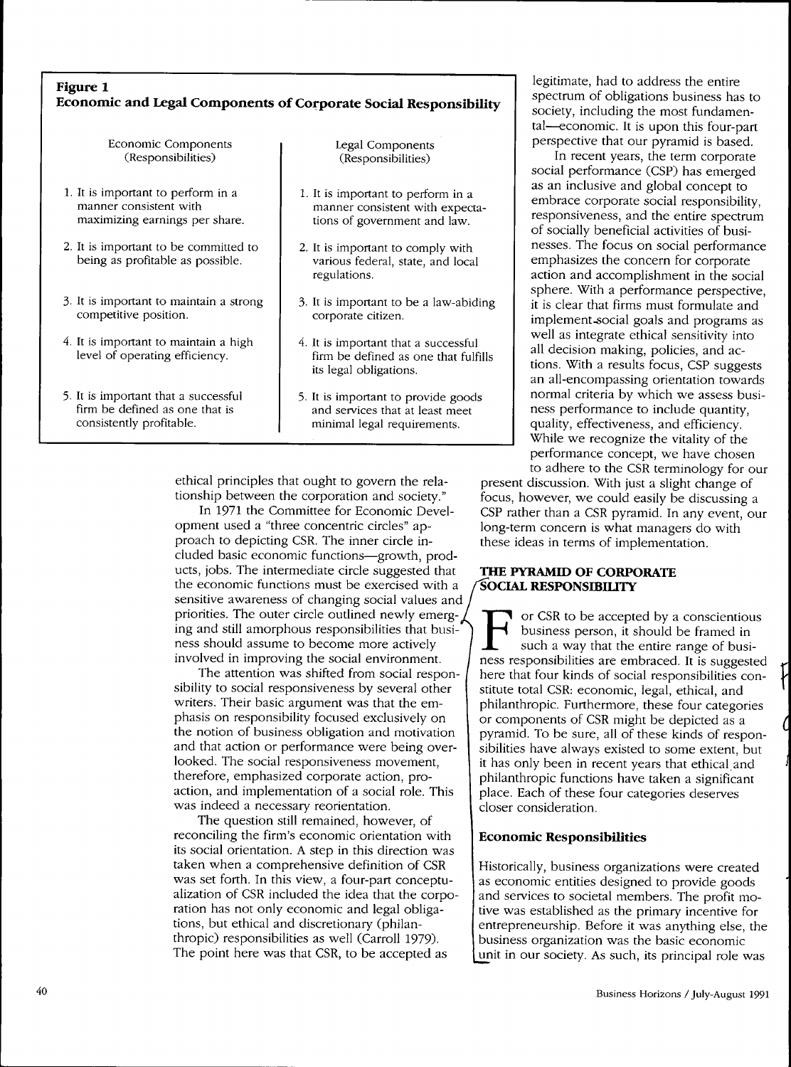**Figure 1**
**Economic and Legal Components of Corporate Social Responsibility**

| Economic Components (Responsibilities) | Legal Components (Responsibilities) |
|---|---|
| 1. It is important to perform in a manner consistent with maximizing earnings per share. | 1. It is important to perform in a manner consistent with expectations of government and law. |
| 2. It is important to be committed to being as profitable as possible. | 2. It is important to comply with various federal, state, and local regulations. |
| 3. It is important to maintain a strong competitive position. | 3. It is important to be a law-abiding corporate citizen. |
| 4. It is important to maintain a high level of operating efficiency. | 4. It is important that a successful firm be defined as one that fulfills its legal obligations. |
| 5. It is important that a successful firm be defined as one that is consistently profitable. | 5. It is important to provide goods and services that at least meet minimal legal requirements. |

ethical principles that ought to govern the relationship between the corporation and society."

In 1971 the Committee for Economic Development used a "three concentric circles" approach to depicting CSR. The inner circle included basic economic functions—growth, products, jobs. The intermediate circle suggested that the economic functions must be exercised with a sensitive awareness of changing social values and priorities. The outer circle outlined newly emerging and still amorphous responsibilities that business should assume to become more actively involved in improving the social environment.

The attention was shifted from social responsibility to social responsiveness by several other writers. Their basic argument was that the emphasis on responsibility focused exclusively on the notion of business obligation and motivation and that action or performance were being overlooked. The social responsiveness movement, therefore, emphasized corporate action, proaction, and implementation of a social role. This was indeed a necessary reorientation.

The question still remained, however, of reconciling the firm's economic orientation with its social orientation. A step in this direction was taken when a comprehensive definition of CSR was set forth. In this view, a four-part conceptualization of CSR included the idea that the corporation has not only economic and legal obligations, but ethical and discretionary (philanthropic) responsibilities as well (Carroll 1979). The point here was that CSR, to be accepted as legitimate, had to address the entire spectrum of obligations business has to society, including the most fundamental—economic. It is upon this four-part perspective that our pyramid is based.

In recent years, the term corporate social performance (CSP) has emerged as an inclusive and global concept to embrace corporate social responsibility, responsiveness, and the entire spectrum of socially beneficial activities of businesses. The focus on social performance emphasizes the concern for corporate action and accomplishment in the social sphere. With a performance perspective, it is clear that firms must formulate and implement social goals and programs as well as integrate ethical sensitivity into all decision making, policies, and actions. With a results focus, CSP suggests an all-encompassing orientation towards normal criteria by which we assess business performance to include quantity, quality, effectiveness, and efficiency. While we recognize the vitality of the performance concept, we have chosen to adhere to the CSR terminology for our present discussion. With just a slight change of focus, however, we could easily be discussing a CSP rather than a CSR pyramid. In any event, our long-term concern is what managers do with these ideas in terms of implementation.

## THE PYRAMID OF CORPORATE SOCIAL RESPONSIBILITY

For CSR to be accepted by a conscientious business person, it should be framed in such a way that the entire range of business responsibilities are embraced. It is suggested here that four kinds of social responsibilities constitute total CSR: economic, legal, ethical, and philanthropic. Furthermore, these four categories or components of CSR might be depicted as a pyramid. To be sure, all of these kinds of responsibilities have always existed to some extent, but it has only been in recent years that ethical and philanthropic functions have taken a significant place. Each of these four categories deserves closer consideration.

### Economic Responsibilities

Historically, business organizations were created as economic entities designed to provide goods and services to societal members. The profit motive was established as the primary incentive for entrepreneurship. Before it was anything else, the business organization was the basic economic unit in our society. As such, its principal role was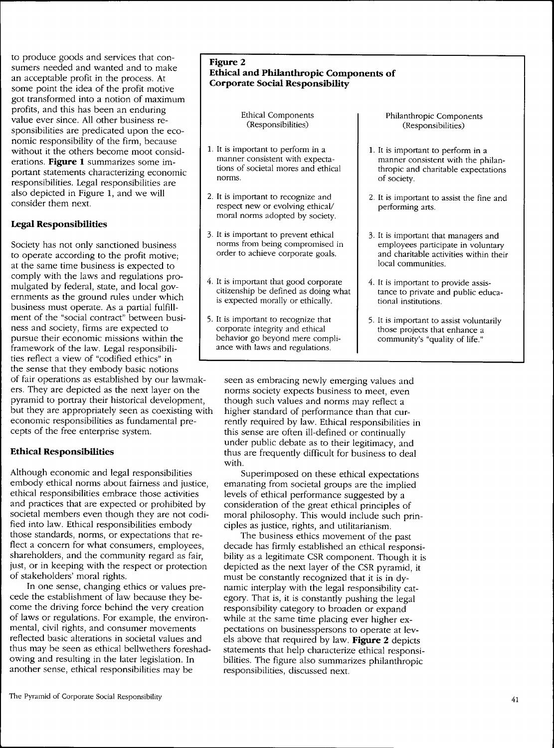to produce goods and services that consumers needed and wanted and to make an acceptable profit in the process. At some point the idea of the profit motive got transformed into a notion of maximum profits, and this has been an enduring value ever since. All other business responsibilities are predicated upon the economic responsibility of the firm, because without it the others become moot considerations. **Figure 1** summarizes some important statements characterizing economic responsibilities. Legal responsibilities are also depicted in Figure 1, and we will consider them next.

### Legal Responsibilities

Society has not only sanctioned business to operate according to the profit motive; at the same time business is expected to comply with the laws and regulations promulgated by federal, state, and local governments as the ground rules under which business must operate. As a partial fulfillment of the "social contract" between business and society, firms are expected to pursue their economic missions within the framework of the law. Legal responsibilities reflect a view of "codified ethics" in the sense that they embody basic notions of fair operations as established by our lawmakers. They are depicted as the next layer on the pyramid to portray their historical development, but they are appropriately seen as coexisting with economic responsibilities as fundamental precepts of the free enterprise system.

### Ethical Responsibilities

Although economic and legal responsibilities embody ethical norms about fairness and justice, ethical responsibilities embrace those activities and practices that are expected or prohibited by societal members even though they are not codified into law. Ethical responsibilities embody those standards, norms, or expectations that reflect a concern for what consumers, employees, shareholders, and the community regard as fair, just, or in keeping with the respect or protection of stakeholders' moral rights.

In one sense, changing ethics or values precede the establishment of law because they become the driving force behind the very creation of laws or regulations. For example, the environmental, civil rights, and consumer movements reflected basic alterations in societal values and thus may be seen as ethical bellwethers foreshadowing and resulting in the later legislation. In another sense, ethical responsibilities may be seen as embracing newly emerging values and norms society expects business to meet, even though such values and norms may reflect a higher standard of performance than that currently required by law. Ethical responsibilities in this sense are often ill-defined or continually under public debate as to their legitimacy, and thus are frequently difficult for business to deal with.

Superimposed on these ethical expectations emanating from societal groups are the implied levels of ethical performance suggested by a consideration of the great ethical principles of moral philosophy. This would include such principles as justice, rights, and utilitarianism.

The business ethics movement of the past decade has firmly established an ethical responsibility as a legitimate CSR component. Though it is depicted as the next layer of the CSR pyramid, it must be constantly recognized that it is in dynamic interplay with the legal responsibility category. That is, it is constantly pushing the legal responsibility category to broaden or expand while at the same time placing ever higher expectations on businesspersons to operate at levels above that required by law. **Figure 2** depicts statements that help characterize ethical responsibilities. The figure also summarizes philanthropic responsibilities, discussed next.

**Figure 2**
**Ethical and Philanthropic Components of Corporate Social Responsibility**

| Ethical Components (Responsibilities) | Philanthropic Components (Responsibilities) |
|---|---|
| 1. It is important to perform in a manner consistent with expectations of societal mores and ethical norms. | 1. It is important to perform in a manner consistent with the philanthropic and charitable expectations of society. |
| 2. It is important to recognize and respect new or evolving ethical/moral norms adopted by society. | 2. It is important to assist the fine and performing arts. |
| 3. It is important to prevent ethical norms from being compromised in order to achieve corporate goals. | 3. It is important that managers and employees participate in voluntary and charitable activities within their local communities. |
| 4. It is important that good corporate citizenship be defined as doing what is expected morally or ethically. | 4. It is important to provide assistance to private and public educational institutions. |
| 5. It is important to recognize that corporate integrity and ethical behavior go beyond mere compliance with laws and regulations. | 5. It is important to assist voluntarily those projects that enhance a community's "quality of life." |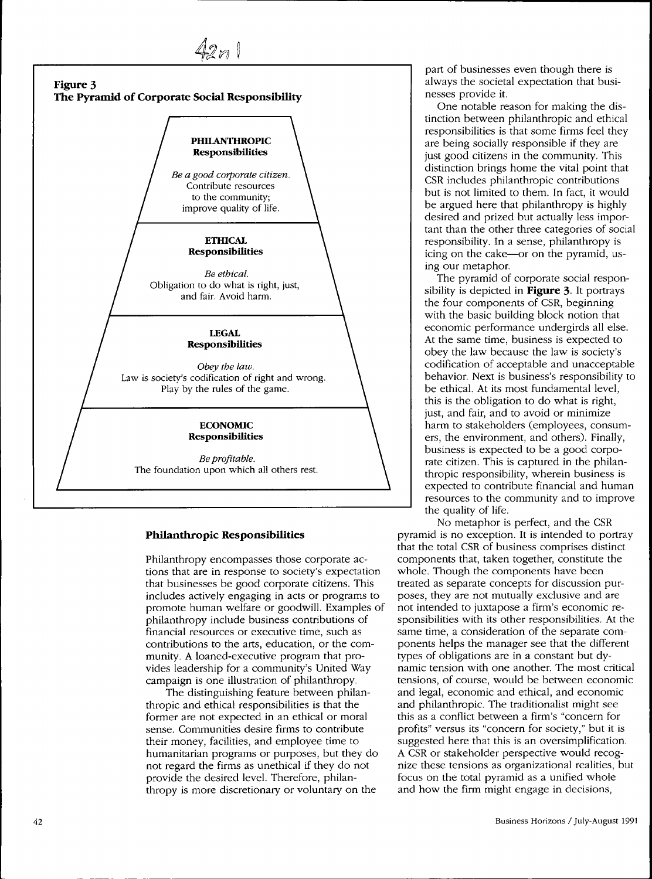**Figure 3**
**The Pyramid of Corporate Social Responsibility**

**PHILANTHROPIC Responsibilities**

*Be a good corporate citizen.*
Contribute resources to the community; improve quality of life.

**ETHICAL Responsibilities**

*Be ethical.*
Obligation to do what is right, just, and fair. Avoid harm.

**LEGAL Responsibilities**

*Obey the law.*
Law is society's codification of right and wrong. Play by the rules of the game.

**ECONOMIC Responsibilities**

*Be profitable.*
The foundation upon which all others rest.

### Philanthropic Responsibilities

Philanthropy encompasses those corporate actions that are in response to society's expectation that businesses be good corporate citizens. This includes actively engaging in acts or programs to promote human welfare or goodwill. Examples of philanthropy include business contributions of financial resources or executive time, such as contributions to the arts, education, or the community. A loaned-executive program that provides leadership for a community's United Way campaign is one illustration of philanthropy.

The distinguishing feature between philanthropic and ethical responsibilities is that the former are not expected in an ethical or moral sense. Communities desire firms to contribute their money, facilities, and employee time to humanitarian programs or purposes, but they do not regard the firms as unethical if they do not provide the desired level. Therefore, philanthropy is more discretionary or voluntary on the part of businesses even though there is always the societal expectation that businesses provide it.

One notable reason for making the distinction between philanthropic and ethical responsibilities is that some firms feel they are being socially responsible if they are just good citizens in the community. This distinction brings home the vital point that CSR includes philanthropic contributions but is not limited to them. In fact, it would be argued here that philanthropy is highly desired and prized but actually less important than the other three categories of social responsibility. In a sense, philanthropy is icing on the cake—or on the pyramid, using our metaphor.

The pyramid of corporate social responsibility is depicted in **Figure 3**. It portrays the four components of CSR, beginning with the basic building block notion that economic performance undergirds all else. At the same time, business is expected to obey the law because the law is society's codification of acceptable and unacceptable behavior. Next is business's responsibility to be ethical. At its most fundamental level, this is the obligation to do what is right, just, and fair, and to avoid or minimize harm to stakeholders (employees, consumers, the environment, and others). Finally, business is expected to be a good corporate citizen. This is captured in the philanthropic responsibility, wherein business is expected to contribute financial and human resources to the community and to improve the quality of life.

No metaphor is perfect, and the CSR pyramid is no exception. It is intended to portray that the total CSR of business comprises distinct components that, taken together, constitute the whole. Though the components have been treated as separate concepts for discussion purposes, they are not mutually exclusive and are not intended to juxtapose a firm's economic responsibilities with its other responsibilities. At the same time, a consideration of the separate components helps the manager see that the different types of obligations are in a constant but dynamic tension with one another. The most critical tensions, of course, would be between economic and legal, economic and ethical, and economic and philanthropic. The traditionalist might see this as a conflict between a firm's "concern for profits" versus its "concern for society," but it is suggested here that this is an oversimplification. A CSR or stakeholder perspective would recognize these tensions as organizational realities, but focus on the total pyramid as a unified whole and how the firm might engage in decisions,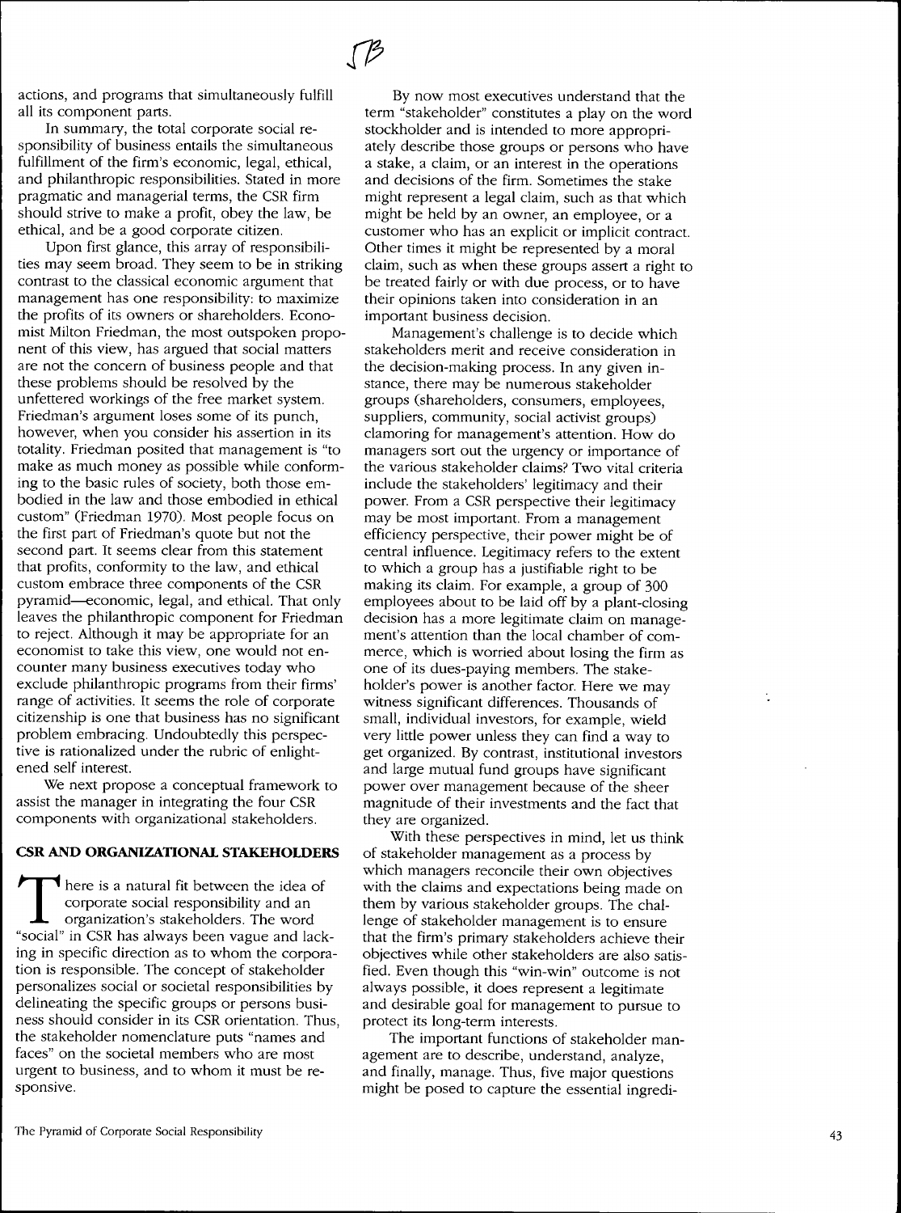actions, and programs that simultaneously fulfill all its component parts.

In summary, the total corporate social responsibility of business entails the simultaneous fulfillment of the firm's economic, legal, ethical, and philanthropic responsibilities. Stated in more pragmatic and managerial terms, the CSR firm should strive to make a profit, obey the law, be ethical, and be a good corporate citizen.

Upon first glance, this array of responsibilities may seem broad. They seem to be in striking contrast to the classical economic argument that management has one responsibility: to maximize the profits of its owners or shareholders. Economist Milton Friedman, the most outspoken proponent of this view, has argued that social matters are not the concern of business people and that these problems should be resolved by the unfettered workings of the free market system. Friedman's argument loses some of its punch, however, when you consider his assertion in its totality. Friedman posited that management is "to make as much money as possible while conforming to the basic rules of society, both those embodied in the law and those embodied in ethical custom" (Friedman 1970). Most people focus on the first part of Friedman's quote but not the second part. It seems clear from this statement that profits, conformity to the law, and ethical custom embrace three components of the CSR pyramid—economic, legal, and ethical. That only leaves the philanthropic component for Friedman to reject. Although it may be appropriate for an economist to take this view, one would not encounter many business executives today who exclude philanthropic programs from their firms' range of activities. It seems the role of corporate citizenship is one that business has no significant problem embracing. Undoubtedly this perspective is rationalized under the rubric of enlightened self interest.

We next propose a conceptual framework to assist the manager in integrating the four CSR components with organizational stakeholders.

## CSR AND ORGANIZATIONAL STAKEHOLDERS

There is a natural fit between the idea of corporate social responsibility and an organization's stakeholders. The word "social" in CSR has always been vague and lacking in specific direction as to whom the corporation is responsible. The concept of stakeholder personalizes social or societal responsibilities by delineating the specific groups or persons business should consider in its CSR orientation. Thus, the stakeholder nomenclature puts "names and faces" on the societal members who are most urgent to business, and to whom it must be responsive.

By now most executives understand that the term "stakeholder" constitutes a play on the word stockholder and is intended to more appropriately describe those groups or persons who have a stake, a claim, or an interest in the operations and decisions of the firm. Sometimes the stake might represent a legal claim, such as that which might be held by an owner, an employee, or a customer who has an explicit or implicit contract. Other times it might be represented by a moral claim, such as when these groups assert a right to be treated fairly or with due process, or to have their opinions taken into consideration in an important business decision.

Management's challenge is to decide which stakeholders merit and receive consideration in the decision-making process. In any given instance, there may be numerous stakeholder groups (shareholders, consumers, employees, suppliers, community, social activist groups) clamoring for management's attention. How do managers sort out the urgency or importance of the various stakeholder claims? Two vital criteria include the stakeholders' legitimacy and their power. From a CSR perspective their legitimacy may be most important. From a management efficiency perspective, their power might be of central influence. Legitimacy refers to the extent to which a group has a justifiable right to be making its claim. For example, a group of 300 employees about to be laid off by a plant-closing decision has a more legitimate claim on management's attention than the local chamber of commerce, which is worried about losing the firm as one of its dues-paying members. The stakeholder's power is another factor. Here we may witness significant differences. Thousands of small, individual investors, for example, wield very little power unless they can find a way to get organized. By contrast, institutional investors and large mutual fund groups have significant power over management because of the sheer magnitude of their investments and the fact that they are organized.

With these perspectives in mind, let us think of stakeholder management as a process by which managers reconcile their own objectives with the claims and expectations being made on them by various stakeholder groups. The challenge of stakeholder management is to ensure that the firm's primary stakeholders achieve their objectives while other stakeholders are also satisfied. Even though this "win-win" outcome is not always possible, it does represent a legitimate and desirable goal for management to pursue to protect its long-term interests.

The important functions of stakeholder management are to describe, understand, analyze, and finally, manage. Thus, five major questions might be posed to capture the essential ingredi-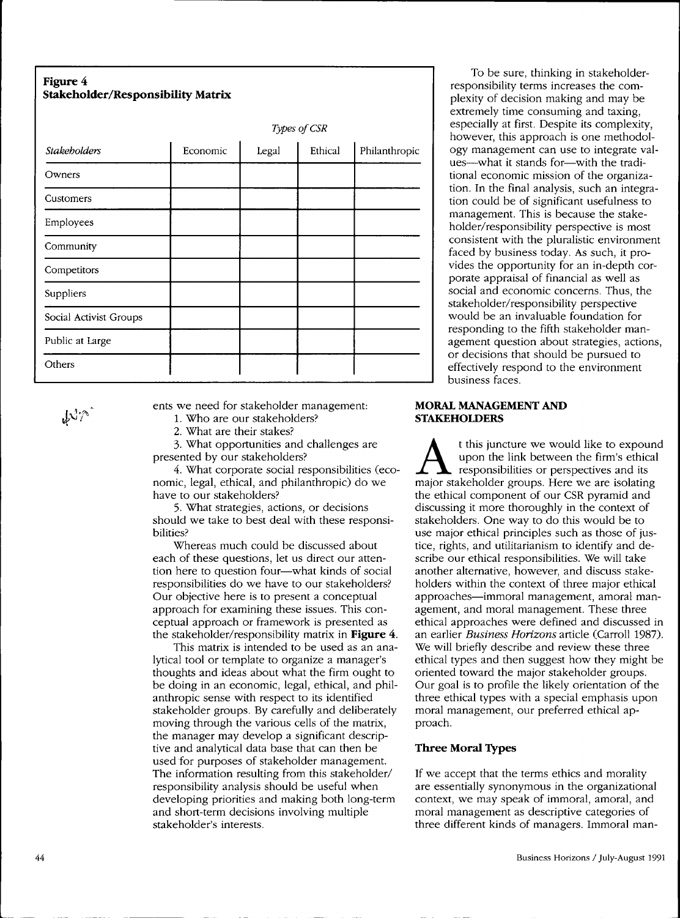**Figure 4**
**Stakeholder/Responsibility Matrix**

| *Stakeholders* | *Types of CSR* | | | |
|---|---|---|---|---|
| | Economic | Legal | Ethical | Philanthropic |
| Owners | | | | |
| Customers | | | | |
| Employees | | | | |
| Community | | | | |
| Competitors | | | | |
| Suppliers | | | | |
| Social Activist Groups | | | | |
| Public at Large | | | | |
| Others | | | | |

ents we need for stakeholder management:

1. Who are our stakeholders?
2. What are their stakes?
3. What opportunities and challenges are presented by our stakeholders?
4. What corporate social responsibilities (economic, legal, ethical, and philanthropic) do we have to our stakeholders?
5. What strategies, actions, or decisions should we take to best deal with these responsibilities?

Whereas much could be discussed about each of these questions, let us direct our attention here to question four—what kinds of social responsibilities do we have to our stakeholders? Our objective here is to present a conceptual approach for examining these issues. This conceptual approach or framework is presented as the stakeholder/responsibility matrix in **Figure 4**.

This matrix is intended to be used as an analytical tool or template to organize a manager's thoughts and ideas about what the firm ought to be doing in an economic, legal, ethical, and philanthropic sense with respect to its identified stakeholder groups. By carefully and deliberately moving through the various cells of the matrix, the manager may develop a significant descriptive and analytical data base that can then be used for purposes of stakeholder management. The information resulting from this stakeholder/responsibility analysis should be useful when developing priorities and making both long-term and short-term decisions involving multiple stakeholder's interests.

To be sure, thinking in stakeholder-responsibility terms increases the complexity of decision making and may be extremely time consuming and taxing, especially at first. Despite its complexity, however, this approach is one methodology management can use to integrate values—what it stands for—with the traditional economic mission of the organization. In the final analysis, such an integration could be of significant usefulness to management. This is because the stakeholder/responsibility perspective is most consistent with the pluralistic environment faced by business today. As such, it provides the opportunity for an in-depth corporate appraisal of financial as well as social and economic concerns. Thus, the stakeholder/responsibility perspective would be an invaluable foundation for responding to the fifth stakeholder management question about strategies, actions, or decisions that should be pursued to effectively respond to the environment business faces.

## MORAL MANAGEMENT AND STAKEHOLDERS

At this juncture we would like to expound upon the link between the firm's ethical responsibilities or perspectives and its major stakeholder groups. Here we are isolating the ethical component of our CSR pyramid and discussing it more thoroughly in the context of stakeholders. One way to do this would be to use major ethical principles such as those of justice, rights, and utilitarianism to identify and describe our ethical responsibilities. We will take another alternative, however, and discuss stakeholders within the context of three major ethical approaches—immoral management, amoral management, and moral management. These three ethical approaches were defined and discussed in an earlier *Business Horizons* article (Carroll 1987). We will briefly describe and review these three ethical types and then suggest how they might be oriented toward the major stakeholder groups. Our goal is to profile the likely orientation of the three ethical types with a special emphasis upon moral management, our preferred ethical approach.

### Three Moral Types

If we accept that the terms ethics and morality are essentially synonymous in the organizational context, we may speak of immoral, amoral, and moral management as descriptive categories of three different kinds of managers. Immoral man-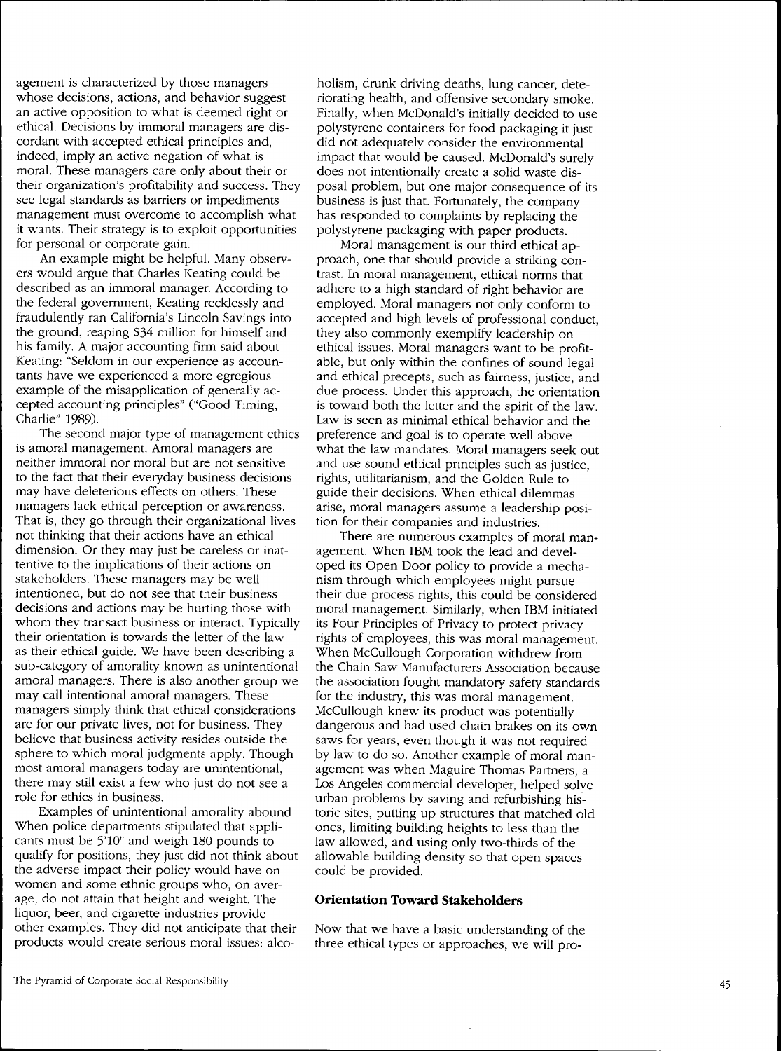agement is characterized by those managers whose decisions, actions, and behavior suggest an active opposition to what is deemed right or ethical. Decisions by immoral managers are discordant with accepted ethical principles and, indeed, imply an active negation of what is moral. These managers care only about their or their organization's profitability and success. They see legal standards as barriers or impediments management must overcome to accomplish what it wants. Their strategy is to exploit opportunities for personal or corporate gain.

An example might be helpful. Many observers would argue that Charles Keating could be described as an immoral manager. According to the federal government, Keating recklessly and fraudulently ran California's Lincoln Savings into the ground, reaping $34 million for himself and his family. A major accounting firm said about Keating: "Seldom in our experience as accountants have we experienced a more egregious example of the misapplication of generally accepted accounting principles" ("Good Timing, Charlie" 1989).

The second major type of management ethics is amoral management. Amoral managers are neither immoral nor moral but are not sensitive to the fact that their everyday business decisions may have deleterious effects on others. These managers lack ethical perception or awareness. That is, they go through their organizational lives not thinking that their actions have an ethical dimension. Or they may just be careless or inattentive to the implications of their actions on stakeholders. These managers may be well intentioned, but do not see that their business decisions and actions may be hurting those with whom they transact business or interact. Typically their orientation is towards the letter of the law as their ethical guide. We have been describing a sub-category of amorality known as unintentional amoral managers. There is also another group we may call intentional amoral managers. These managers simply think that ethical considerations are for our private lives, not for business. They believe that business activity resides outside the sphere to which moral judgments apply. Though most amoral managers today are unintentional, there may still exist a few who just do not see a role for ethics in business.

Examples of unintentional amorality abound. When police departments stipulated that applicants must be 5'10" and weigh 180 pounds to qualify for positions, they just did not think about the adverse impact their policy would have on women and some ethnic groups who, on average, do not attain that height and weight. The liquor, beer, and cigarette industries provide other examples. They did not anticipate that their products would create serious moral issues: alcoholism, drunk driving deaths, lung cancer, deteriorating health, and offensive secondary smoke. Finally, when McDonald's initially decided to use polystyrene containers for food packaging it just did not adequately consider the environmental impact that would be caused. McDonald's surely does not intentionally create a solid waste disposal problem, but one major consequence of its business is just that. Fortunately, the company has responded to complaints by replacing the polystyrene packaging with paper products.

Moral management is our third ethical approach, one that should provide a striking contrast. In moral management, ethical norms that adhere to a high standard of right behavior are employed. Moral managers not only conform to accepted and high levels of professional conduct, they also commonly exemplify leadership on ethical issues. Moral managers want to be profitable, but only within the confines of sound legal and ethical precepts, such as fairness, justice, and due process. Under this approach, the orientation is toward both the letter and the spirit of the law. Law is seen as minimal ethical behavior and the preference and goal is to operate well above what the law mandates. Moral managers seek out and use sound ethical principles such as justice, rights, utilitarianism, and the Golden Rule to guide their decisions. When ethical dilemmas arise, moral managers assume a leadership position for their companies and industries.

There are numerous examples of moral management. When IBM took the lead and developed its Open Door policy to provide a mechanism through which employees might pursue their due process rights, this could be considered moral management. Similarly, when IBM initiated its Four Principles of Privacy to protect privacy rights of employees, this was moral management. When McCullough Corporation withdrew from the Chain Saw Manufacturers Association because the association fought mandatory safety standards for the industry, this was moral management. McCullough knew its product was potentially dangerous and had used chain brakes on its own saws for years, even though it was not required by law to do so. Another example of moral management was when Maguire Thomas Partners, a Los Angeles commercial developer, helped solve urban problems by saving and refurbishing historic sites, putting up structures that matched old ones, limiting building heights to less than the law allowed, and using only two-thirds of the allowable building density so that open spaces could be provided.

### Orientation Toward Stakeholders

Now that we have a basic understanding of the three ethical types or approaches, we will pro-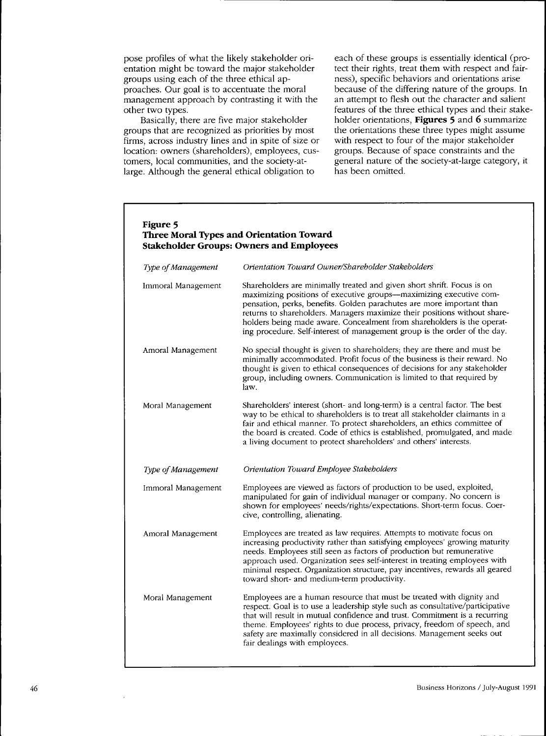pose profiles of what the likely stakeholder orientation might be toward the major stakeholder groups using each of the three ethical approaches. Our goal is to accentuate the moral management approach by contrasting it with the other two types.

Basically, there are five major stakeholder groups that are recognized as priorities by most firms, across industry lines and in spite of size or location: owners (shareholders), employees, customers, local communities, and the society-at-large. Although the general ethical obligation to each of these groups is essentially identical (protect their rights, treat them with respect and fairness), specific behaviors and orientations arise because of the differing nature of the groups. In an attempt to flesh out the character and salient features of the three ethical types and their stakeholder orientations, **Figures 5** and **6** summarize the orientations these three types might assume with respect to four of the major stakeholder groups. Because of space constraints and the general nature of the society-at-large category, it has been omitted.

**Figure 5**
**Three Moral Types and Orientation Toward Stakeholder Groups: Owners and Employees**

| *Type of Management* | *Orientation Toward Owner/Shareholder Stakeholders* |
|---|---|
| Immoral Management | Shareholders are minimally treated and given short shrift. Focus is on maximizing positions of executive groups—maximizing executive compensation, perks, benefits. Golden parachutes are more important than returns to shareholders. Managers maximize their positions without shareholders being made aware. Concealment from shareholders is the operating procedure. Self-interest of management group is the order of the day. |
| Amoral Management | No special thought is given to shareholders; they are there and must be minimally accommodated. Profit focus of the business is their reward. No thought is given to ethical consequences of decisions for any stakeholder group, including owners. Communication is limited to that required by law. |
| Moral Management | Shareholders' interest (short- and long-term) is a central factor. The best way to be ethical to shareholders is to treat all stakeholder claimants in a fair and ethical manner. To protect shareholders, an ethics committee of the board is created. Code of ethics is established, promulgated, and made a living document to protect shareholders' and others' interests. |
| *Type of Management* | *Orientation Toward Employee Stakeholders* |
| Immoral Management | Employees are viewed as factors of production to be used, exploited, manipulated for gain of individual manager or company. No concern is shown for employees' needs/rights/expectations. Short-term focus. Coercive, controlling, alienating. |
| Amoral Management | Employees are treated as law requires. Attempts to motivate focus on increasing productivity rather than satisfying employees' growing maturity needs. Employees still seen as factors of production but remunerative approach used. Organization sees self-interest in treating employees with minimal respect. Organization structure, pay incentives, rewards all geared toward short- and medium-term productivity. |
| Moral Management | Employees are a human resource that must be treated with dignity and respect. Goal is to use a leadership style such as consultative/participative that will result in mutual confidence and trust. Commitment is a recurring theme. Employees' rights to due process, privacy, freedom of speech, and safety are maximally considered in all decisions. Management seeks out fair dealings with employees. |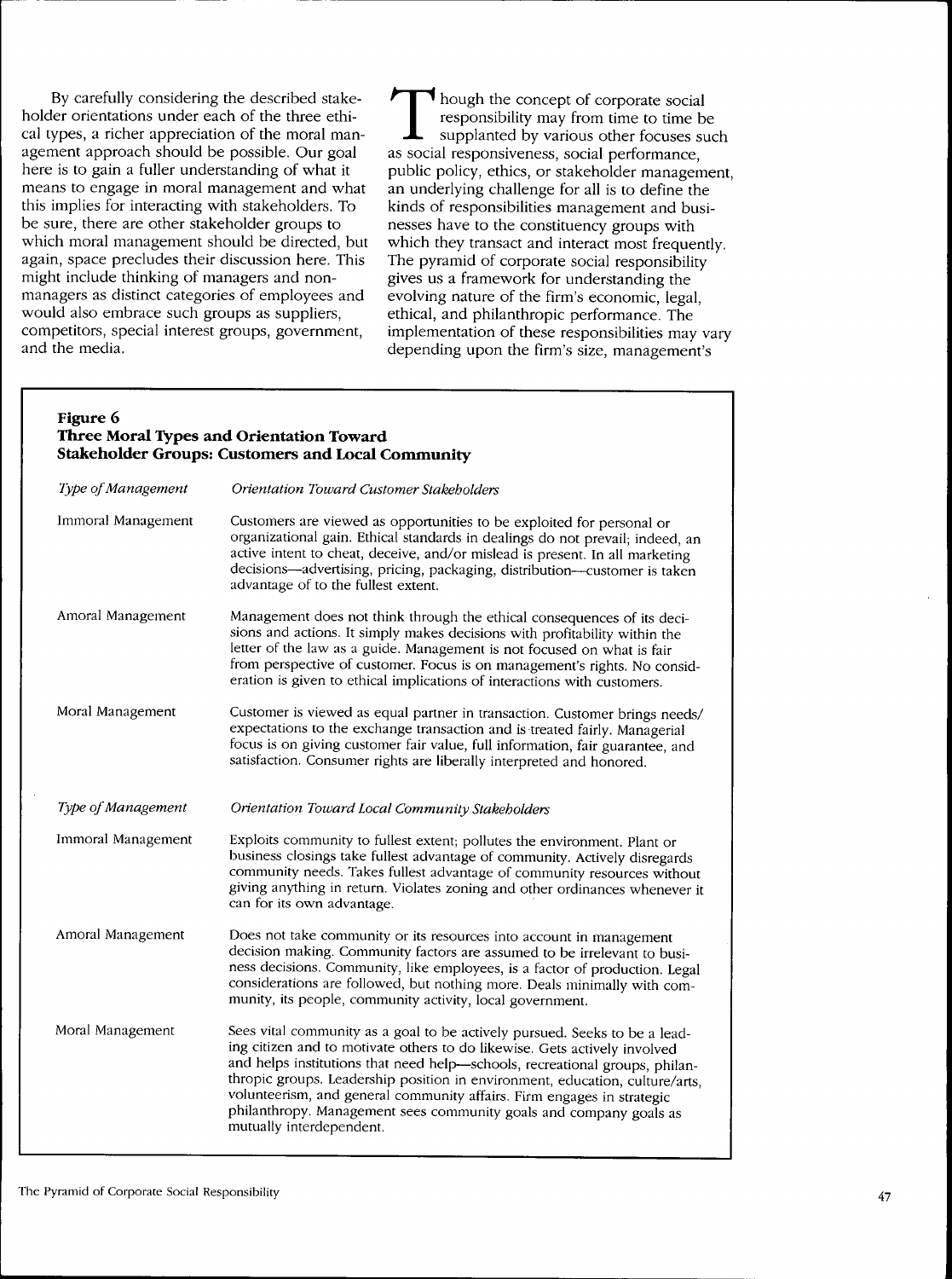By carefully considering the described stakeholder orientations under each of the three ethical types, a richer appreciation of the moral management approach should be possible. Our goal here is to gain a fuller understanding of what it means to engage in moral management and what this implies for interacting with stakeholders. To be sure, there are other stakeholder groups to which moral management should be directed, but again, space precludes their discussion here. This might include thinking of managers and non-managers as distinct categories of employees and would also embrace such groups as suppliers, competitors, special interest groups, government, and the media.

Though the concept of corporate social responsibility may from time to time be supplanted by various other focuses such as social responsiveness, social performance, public policy, ethics, or stakeholder management, an underlying challenge for all is to define the kinds of responsibilities management and businesses have to the constituency groups with which they transact and interact most frequently. The pyramid of corporate social responsibility gives us a framework for understanding the evolving nature of the firm's economic, legal, ethical, and philanthropic performance. The implementation of these responsibilities may vary depending upon the firm's size, management's

**Figure 6**
**Three Moral Types and Orientation Toward Stakeholder Groups: Customers and Local Community**

| *Type of Management* | *Orientation Toward Customer Stakeholders* |
|---|---|
| Immoral Management | Customers are viewed as opportunities to be exploited for personal or organizational gain. Ethical standards in dealings do not prevail; indeed, an active intent to cheat, deceive, and/or mislead is present. In all marketing decisions—advertising, pricing, packaging, distribution—customer is taken advantage of to the fullest extent. |
| Amoral Management | Management does not think through the ethical consequences of its decisions and actions. It simply makes decisions with profitability within the letter of the law as a guide. Management is not focused on what is fair from perspective of customer. Focus is on management's rights. No consideration is given to ethical implications of interactions with customers. |
| Moral Management | Customer is viewed as equal partner in transaction. Customer brings needs/expectations to the exchange transaction and is treated fairly. Managerial focus is on giving customer fair value, full information, fair guarantee, and satisfaction. Consumer rights are liberally interpreted and honored. |
| *Type of Management* | *Orientation Toward Local Community Stakeholders* |
| Immoral Management | Exploits community to fullest extent; pollutes the environment. Plant or business closings take fullest advantage of community. Actively disregards community needs. Takes fullest advantage of community resources without giving anything in return. Violates zoning and other ordinances whenever it can for its own advantage. |
| Amoral Management | Does not take community or its resources into account in management decision making. Community factors are assumed to be irrelevant to business decisions. Community, like employees, is a factor of production. Legal considerations are followed, but nothing more. Deals minimally with community, its people, community activity, local government. |
| Moral Management | Sees vital community as a goal to be actively pursued. Seeks to be a leading citizen and to motivate others to do likewise. Gets actively involved and helps institutions that need help—schools, recreational groups, philanthropic groups. Leadership position in environment, education, culture/arts, volunteerism, and general community affairs. Firm engages in strategic philanthropy. Management sees community goals and company goals as mutually interdependent. |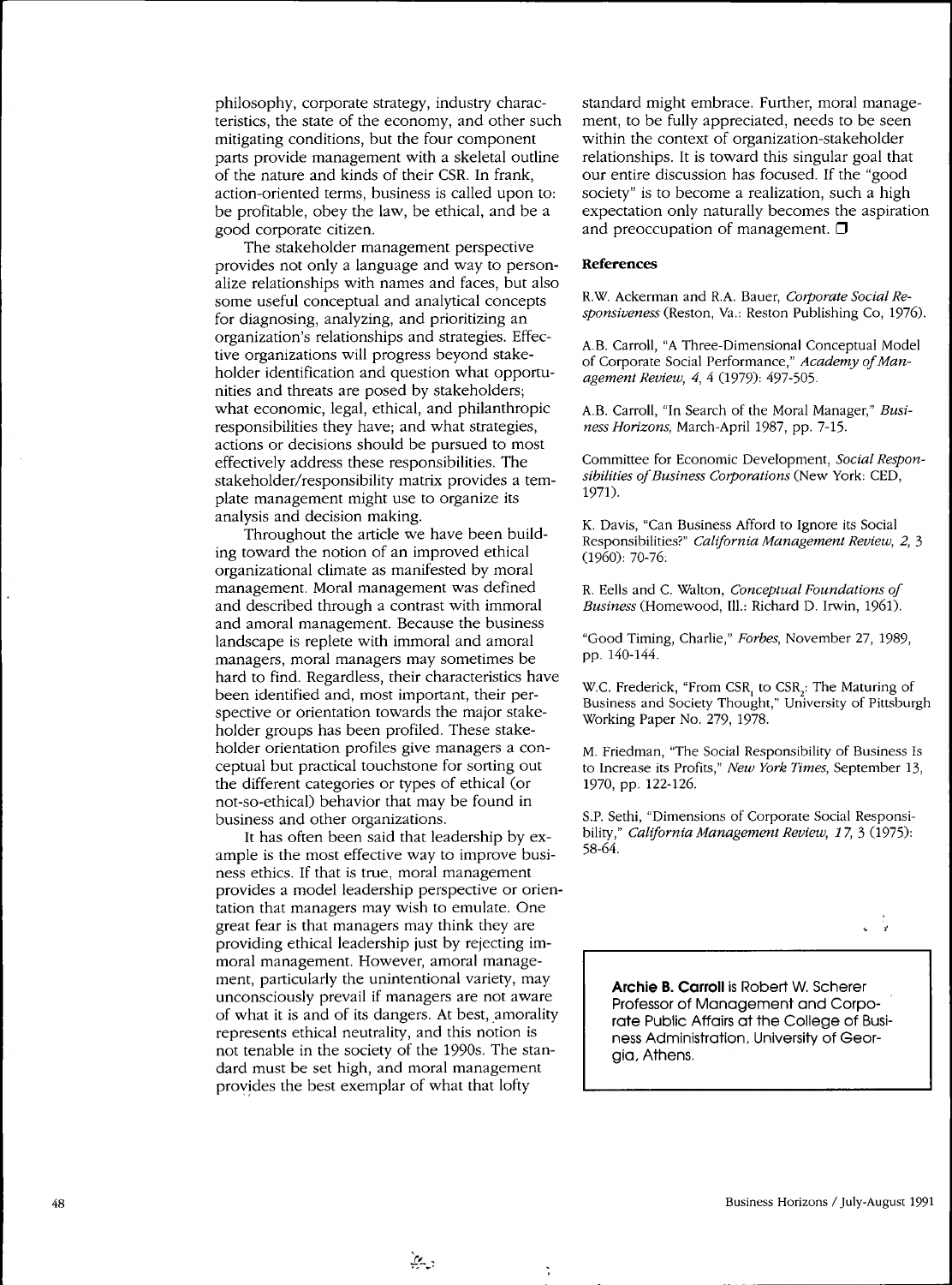philosophy, corporate strategy, industry characteristics, the state of the economy, and other such mitigating conditions, but the four component parts provide management with a skeletal outline of the nature and kinds of their CSR. In frank, action-oriented terms, business is called upon to: be profitable, obey the law, be ethical, and be a good corporate citizen.

The stakeholder management perspective provides not only a language and way to personalize relationships with names and faces, but also some useful conceptual and analytical concepts for diagnosing, analyzing, and prioritizing an organization's relationships and strategies. Effective organizations will progress beyond stakeholder identification and question what opportunities and threats are posed by stakeholders; what economic, legal, ethical, and philanthropic responsibilities they have; and what strategies, actions or decisions should be pursued to most effectively address these responsibilities. The stakeholder/responsibility matrix provides a template management might use to organize its analysis and decision making.

Throughout the article we have been building toward the notion of an improved ethical organizational climate as manifested by moral management. Moral management was defined and described through a contrast with immoral and amoral management. Because the business landscape is replete with immoral and amoral managers, moral managers may sometimes be hard to find. Regardless, their characteristics have been identified and, most important, their perspective or orientation towards the major stakeholder groups has been profiled. These stakeholder orientation profiles give managers a conceptual but practical touchstone for sorting out the different categories or types of ethical (or not-so-ethical) behavior that may be found in business and other organizations.

It has often been said that leadership by example is the most effective way to improve business ethics. If that is true, moral management provides a model leadership perspective or orientation that managers may wish to emulate. One great fear is that managers may think they are providing ethical leadership just by rejecting immoral management. However, amoral management, particularly the unintentional variety, may unconsciously prevail if managers are not aware of what it is and of its dangers. At best, amorality represents ethical neutrality, and this notion is not tenable in the society of the 1990s. The standard must be set high, and moral management provides the best exemplar of what that lofty standard might embrace. Further, moral management, to be fully appreciated, needs to be seen within the context of organization-stakeholder relationships. It is toward this singular goal that our entire discussion has focused. If the "good society" is to become a realization, such a high expectation only naturally becomes the aspiration and preoccupation of management. ❒

### References

R.W. Ackerman and R.A. Bauer, *Corporate Social Responsiveness* (Reston, Va.: Reston Publishing Co, 1976).

A.B. Carroll, "A Three-Dimensional Conceptual Model of Corporate Social Performance," *Academy of Management Review, 4*, 4 (1979): 497-505.

A.B. Carroll, "In Search of the Moral Manager," *Business Horizons*, March-April 1987, pp. 7-15.

Committee for Economic Development, *Social Responsibilities of Business Corporations* (New York: CED, 1971).

K. Davis, "Can Business Afford to Ignore its Social Responsibilities?" *California Management Review, 2*, 3 (1960): 70-76.

R. Eells and C. Walton, *Conceptual Foundations of Business* (Homewood, Ill.: Richard D. Irwin, 1961).

"Good Timing, Charlie," *Forbes*, November 27, 1989, pp. 140-144.

W.C. Frederick, "From $CSR_1$ to $CSR_2$: The Maturing of Business and Society Thought," University of Pittsburgh Working Paper No. 279, 1978.

M. Friedman, "The Social Responsibility of Business Is to Increase its Profits," *New York Times*, September 13, 1970, pp. 122-126.

S.P. Sethi, "Dimensions of Corporate Social Responsibility," *California Management Review, 17*, 3 (1975): 58-64.

**Archie B. Carroll** is Robert W. Scherer Professor of Management and Corporate Public Affairs at the College of Business Administration, University of Georgia, Athens.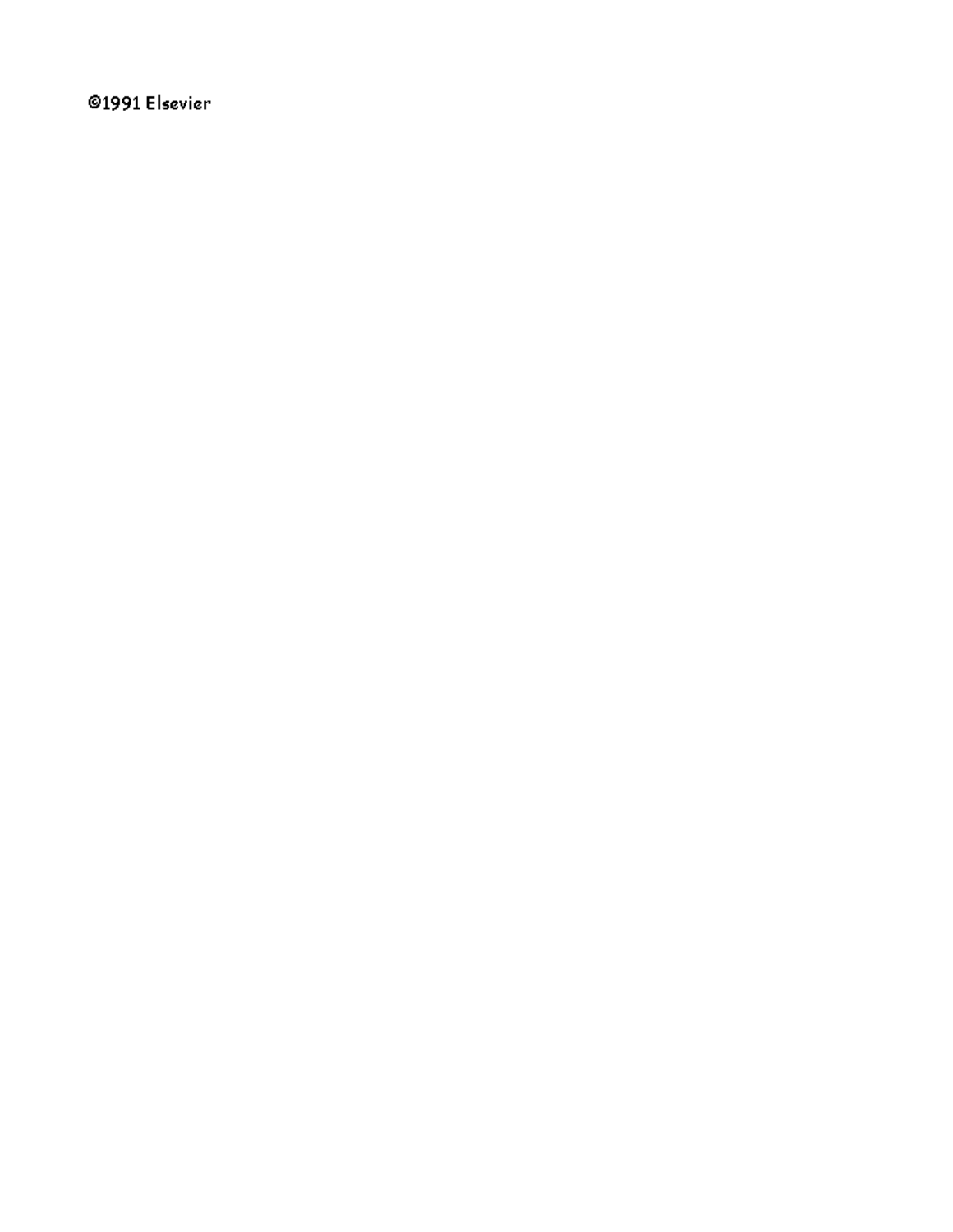©1991 Elsevier